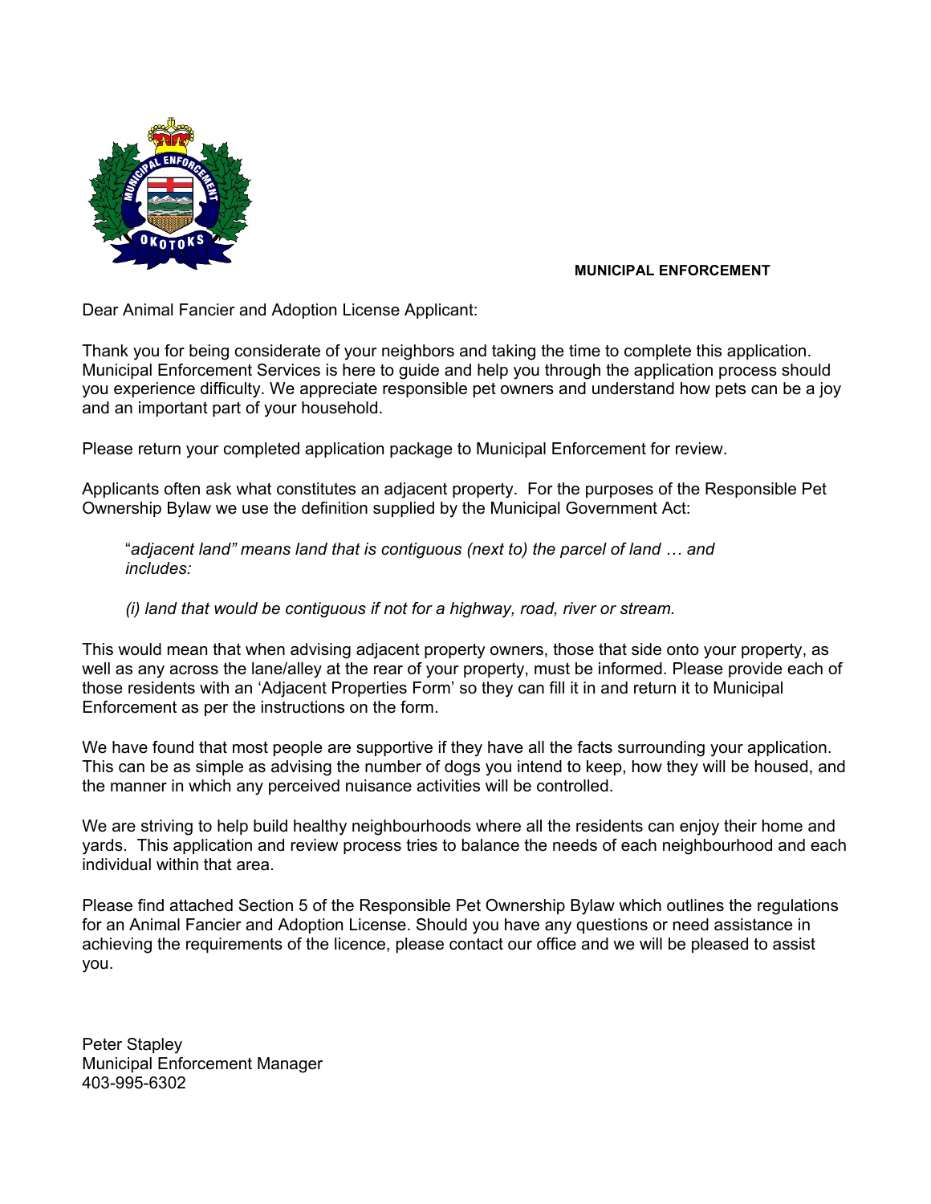**MUNICIPAL ENFORCEMENT**

Dear Animal Fancier and Adoption License Applicant:

Thank you for being considerate of your neighbors and taking the time to complete this application. Municipal Enforcement Services is here to guide and help you through the application process should you experience difficulty. We appreciate responsible pet owners and understand how pets can be a joy and an important part of your household.

Please return your completed application package to Municipal Enforcement for review.

Applicants often ask what constitutes an adjacent property. For the purposes of the Responsible Pet Ownership Bylaw we use the definition supplied by the Municipal Government Act:

> "*adjacent land" means land that is contiguous (next to) the parcel of land … and includes:*
>
> *(i) land that would be contiguous if not for a highway, road, river or stream.*

This would mean that when advising adjacent property owners, those that side onto your property, as well as any across the lane/alley at the rear of your property, must be informed. Please provide each of those residents with an 'Adjacent Properties Form' so they can fill it in and return it to Municipal Enforcement as per the instructions on the form.

We have found that most people are supportive if they have all the facts surrounding your application. This can be as simple as advising the number of dogs you intend to keep, how they will be housed, and the manner in which any perceived nuisance activities will be controlled.

We are striving to help build healthy neighbourhoods where all the residents can enjoy their home and yards. This application and review process tries to balance the needs of each neighbourhood and each individual within that area.

Please find attached Section 5 of the Responsible Pet Ownership Bylaw which outlines the regulations for an Animal Fancier and Adoption License. Should you have any questions or need assistance in achieving the requirements of the licence, please contact our office and we will be pleased to assist you.

Peter Stapley
Municipal Enforcement Manager
403-995-6302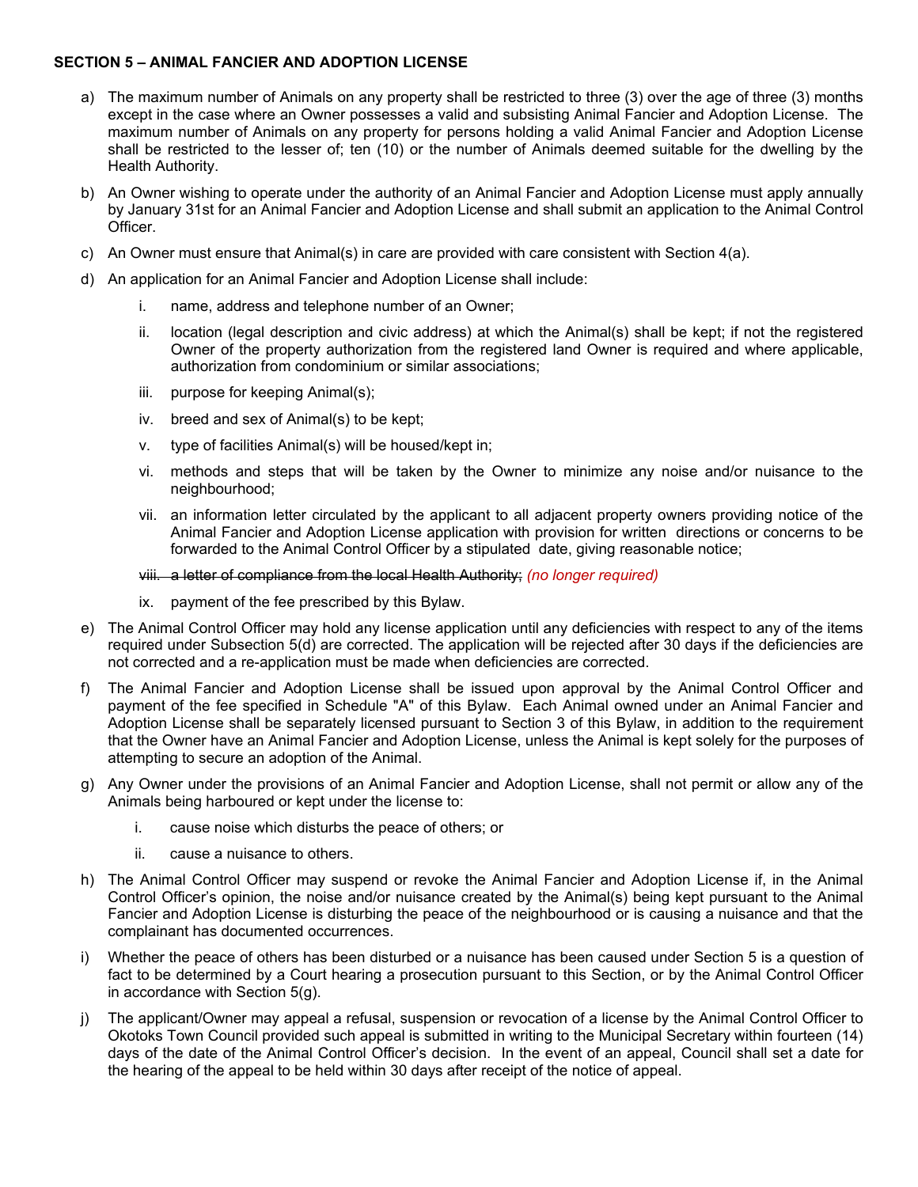**SECTION 5 – ANIMAL FANCIER AND ADOPTION LICENSE**

a) The maximum number of Animals on any property shall be restricted to three (3) over the age of three (3) months except in the case where an Owner possesses a valid and subsisting Animal Fancier and Adoption License. The maximum number of Animals on any property for persons holding a valid Animal Fancier and Adoption License shall be restricted to the lesser of; ten (10) or the number of Animals deemed suitable for the dwelling by the Health Authority.

b) An Owner wishing to operate under the authority of an Animal Fancier and Adoption License must apply annually by January 31st for an Animal Fancier and Adoption License and shall submit an application to the Animal Control Officer.

c) An Owner must ensure that Animal(s) in care are provided with care consistent with Section 4(a).

d) An application for an Animal Fancier and Adoption License shall include:

  i. name, address and telephone number of an Owner;

  ii. location (legal description and civic address) at which the Animal(s) shall be kept; if not the registered Owner of the property authorization from the registered land Owner is required and where applicable, authorization from condominium or similar associations;

  iii. purpose for keeping Animal(s);

  iv. breed and sex of Animal(s) to be kept;

  v. type of facilities Animal(s) will be housed/kept in;

  vi. methods and steps that will be taken by the Owner to minimize any noise and/or nuisance to the neighbourhood;

  vii. an information letter circulated by the applicant to all adjacent property owners providing notice of the Animal Fancier and Adoption License application with provision for written directions or concerns to be forwarded to the Animal Control Officer by a stipulated date, giving reasonable notice;

  ~~viii. a letter of compliance from the local Health Authority;~~ *(no longer required)*

  ix. payment of the fee prescribed by this Bylaw.

e) The Animal Control Officer may hold any license application until any deficiencies with respect to any of the items required under Subsection 5(d) are corrected. The application will be rejected after 30 days if the deficiencies are not corrected and a re-application must be made when deficiencies are corrected.

f) The Animal Fancier and Adoption License shall be issued upon approval by the Animal Control Officer and payment of the fee specified in Schedule "A" of this Bylaw. Each Animal owned under an Animal Fancier and Adoption License shall be separately licensed pursuant to Section 3 of this Bylaw, in addition to the requirement that the Owner have an Animal Fancier and Adoption License, unless the Animal is kept solely for the purposes of attempting to secure an adoption of the Animal.

g) Any Owner under the provisions of an Animal Fancier and Adoption License, shall not permit or allow any of the Animals being harboured or kept under the license to:

  i. cause noise which disturbs the peace of others; or

  ii. cause a nuisance to others.

h) The Animal Control Officer may suspend or revoke the Animal Fancier and Adoption License if, in the Animal Control Officer's opinion, the noise and/or nuisance created by the Animal(s) being kept pursuant to the Animal Fancier and Adoption License is disturbing the peace of the neighbourhood or is causing a nuisance and that the complainant has documented occurrences.

i) Whether the peace of others has been disturbed or a nuisance has been caused under Section 5 is a question of fact to be determined by a Court hearing a prosecution pursuant to this Section, or by the Animal Control Officer in accordance with Section 5(g).

j) The applicant/Owner may appeal a refusal, suspension or revocation of a license by the Animal Control Officer to Okotoks Town Council provided such appeal is submitted in writing to the Municipal Secretary within fourteen (14) days of the date of the Animal Control Officer's decision. In the event of an appeal, Council shall set a date for the hearing of the appeal to be held within 30 days after receipt of the notice of appeal.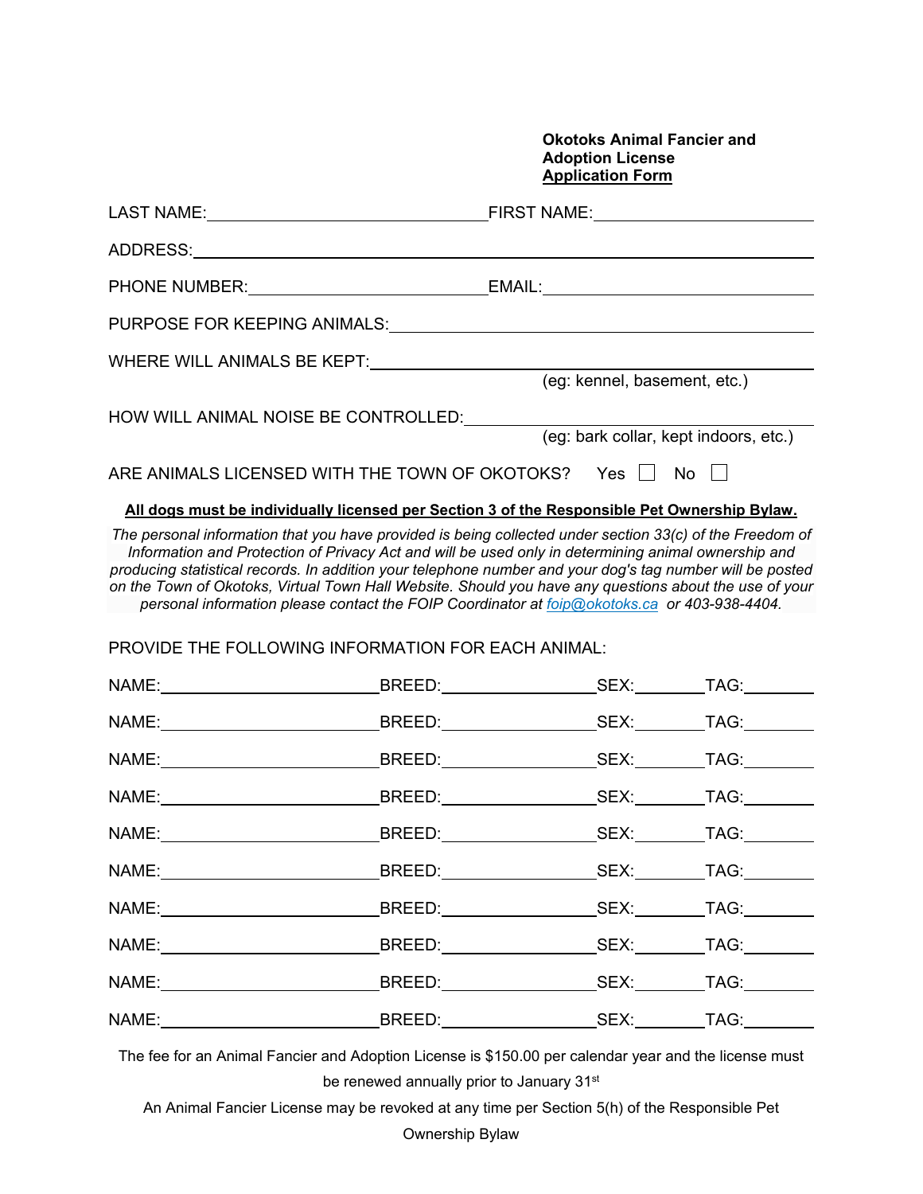**Okotoks Animal Fancier and Adoption License**
**Application Form**

LAST NAME:______________________________ FIRST NAME:________________________

ADDRESS:__________________________________________________________________

PHONE NUMBER:__________________________ EMAIL:_____________________________

PURPOSE FOR KEEPING ANIMALS:_____________________________________________

WHERE WILL ANIMALS BE KEPT:______________________________________________
(eg: kennel, basement, etc.)

HOW WILL ANIMAL NOISE BE CONTROLLED:_____________________________________
(eg: bark collar, kept indoors, etc.)

ARE ANIMALS LICENSED WITH THE TOWN OF OKOTOKS? Yes ☐ No ☐

**All dogs must be individually licensed per Section 3 of the Responsible Pet Ownership Bylaw.**

*The personal information that you have provided is being collected under section 33(c) of the Freedom of Information and Protection of Privacy Act and will be used only in determining animal ownership and producing statistical records. In addition your telephone number and your dog's tag number will be posted on the Town of Okotoks, Virtual Town Hall Website. Should you have any questions about the use of your personal information please contact the FOIP Coordinator at foip@okotoks.ca or 403-938-4404.*

PROVIDE THE FOLLOWING INFORMATION FOR EACH ANIMAL:

| NAME: | BREED: | SEX: | TAG: |
|---|---|---|---|
| | | | |
| | | | |
| | | | |
| | | | |
| | | | |
| | | | |
| | | | |
| | | | |
| | | | |
| | | | |

The fee for an Animal Fancier and Adoption License is $150.00 per calendar year and the license must be renewed annually prior to January 31st

An Animal Fancier License may be revoked at any time per Section 5(h) of the Responsible Pet Ownership Bylaw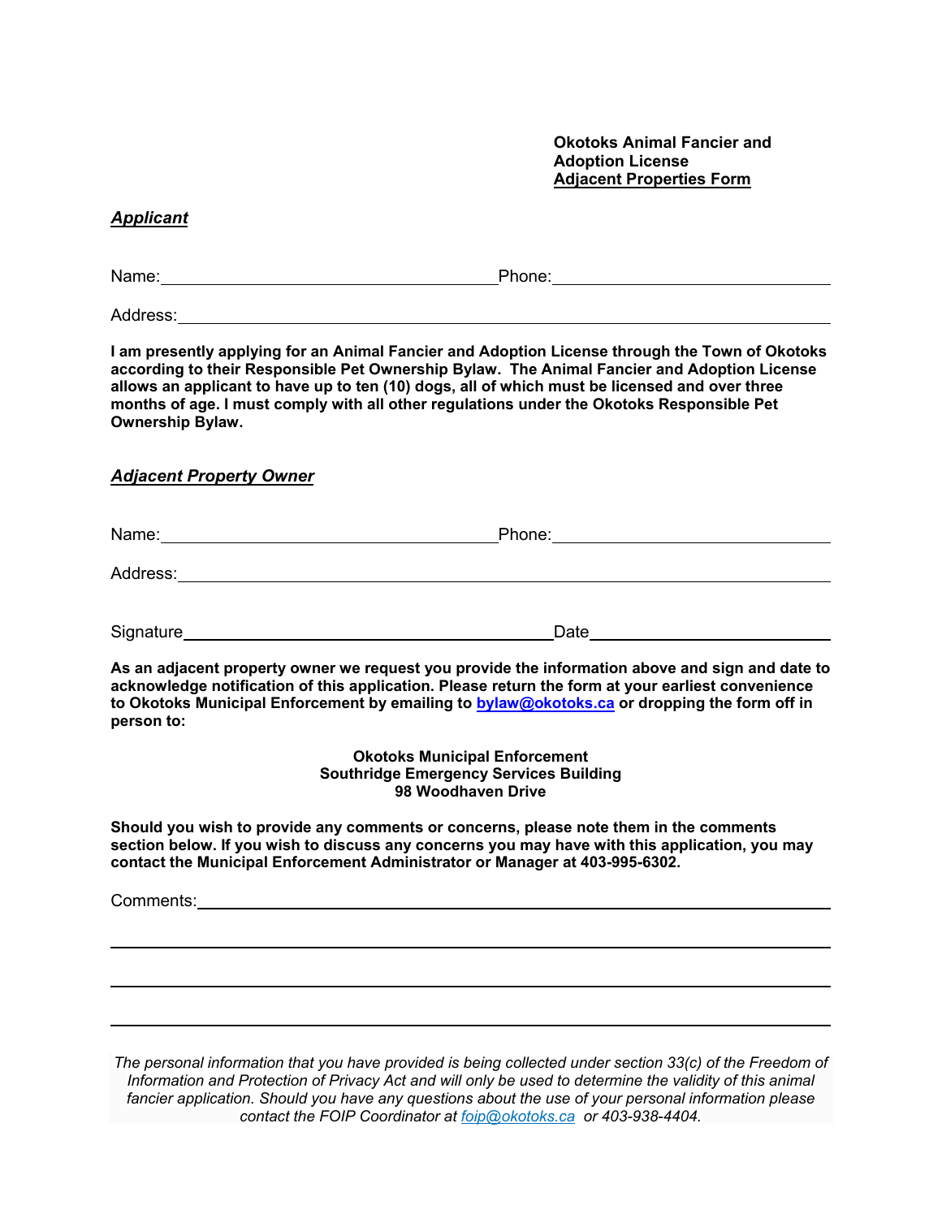**Okotoks Animal Fancier and Adoption License**
**Adjacent Properties Form**

***Applicant***

Name:\_\_\_\_\_\_\_\_\_\_\_\_\_\_\_\_\_\_\_\_\_\_\_\_\_\_\_\_\_\_\_\_\_\_\_\_ Phone:\_\_\_\_\_\_\_\_\_\_\_\_\_\_\_\_\_\_\_\_\_\_\_\_\_\_\_\_\_\_

Address:\_\_\_\_\_\_\_\_\_\_\_\_\_\_\_\_\_\_\_\_\_\_\_\_\_\_\_\_\_\_\_\_\_\_\_\_\_\_\_\_\_\_\_\_\_\_\_\_\_\_\_\_\_\_\_\_\_\_\_\_\_\_\_\_\_\_\_\_

**I am presently applying for an Animal Fancier and Adoption License through the Town of Okotoks according to their Responsible Pet Ownership Bylaw. The Animal Fancier and Adoption License allows an applicant to have up to ten (10) dogs, all of which must be licensed and over three months of age. I must comply with all other regulations under the Okotoks Responsible Pet Ownership Bylaw.**

***Adjacent Property Owner***

Name:\_\_\_\_\_\_\_\_\_\_\_\_\_\_\_\_\_\_\_\_\_\_\_\_\_\_\_\_\_\_\_\_\_\_\_\_ Phone:\_\_\_\_\_\_\_\_\_\_\_\_\_\_\_\_\_\_\_\_\_\_\_\_\_\_\_\_\_\_

Address:\_\_\_\_\_\_\_\_\_\_\_\_\_\_\_\_\_\_\_\_\_\_\_\_\_\_\_\_\_\_\_\_\_\_\_\_\_\_\_\_\_\_\_\_\_\_\_\_\_\_\_\_\_\_\_\_\_\_\_\_\_\_\_\_\_\_\_\_

Signature\_\_\_\_\_\_\_\_\_\_\_\_\_\_\_\_\_\_\_\_\_\_\_\_\_\_\_\_\_\_\_\_\_\_\_\_\_\_\_\_ Date\_\_\_\_\_\_\_\_\_\_\_\_\_\_\_\_\_\_\_\_\_\_\_\_\_\_

**As an adjacent property owner we request you provide the information above and sign and date to acknowledge notification of this application. Please return the form at your earliest convenience to Okotoks Municipal Enforcement by emailing to [bylaw@okotoks.ca](mailto:bylaw@okotoks.ca) or dropping the form off in person to:**

**Okotoks Municipal Enforcement**
**Southridge Emergency Services Building**
**98 Woodhaven Drive**

**Should you wish to provide any comments or concerns, please note them in the comments section below. If you wish to discuss any concerns you may have with this application, you may contact the Municipal Enforcement Administrator or Manager at 403-995-6302.**

Comments:\_\_\_\_\_\_\_\_\_\_\_\_\_\_\_\_\_\_\_\_\_\_\_\_\_\_\_\_\_\_\_\_\_\_\_\_\_\_\_\_\_\_\_\_\_\_\_\_\_\_\_\_\_\_\_\_\_\_\_\_\_\_\_\_\_\_

\_\_\_\_\_\_\_\_\_\_\_\_\_\_\_\_\_\_\_\_\_\_\_\_\_\_\_\_\_\_\_\_\_\_\_\_\_\_\_\_\_\_\_\_\_\_\_\_\_\_\_\_\_\_\_\_\_\_\_\_\_\_\_\_\_\_\_\_\_\_\_\_\_\_\_

\_\_\_\_\_\_\_\_\_\_\_\_\_\_\_\_\_\_\_\_\_\_\_\_\_\_\_\_\_\_\_\_\_\_\_\_\_\_\_\_\_\_\_\_\_\_\_\_\_\_\_\_\_\_\_\_\_\_\_\_\_\_\_\_\_\_\_\_\_\_\_\_\_\_\_

\_\_\_\_\_\_\_\_\_\_\_\_\_\_\_\_\_\_\_\_\_\_\_\_\_\_\_\_\_\_\_\_\_\_\_\_\_\_\_\_\_\_\_\_\_\_\_\_\_\_\_\_\_\_\_\_\_\_\_\_\_\_\_\_\_\_\_\_\_\_\_\_\_\_\_

*The personal information that you have provided is being collected under section 33(c) of the Freedom of Information and Protection of Privacy Act and will only be used to determine the validity of this animal fancier application. Should you have any questions about the use of your personal information please contact the FOIP Coordinator at [foip@okotoks.ca](mailto:foip@okotoks.ca) or 403-938-4404.*